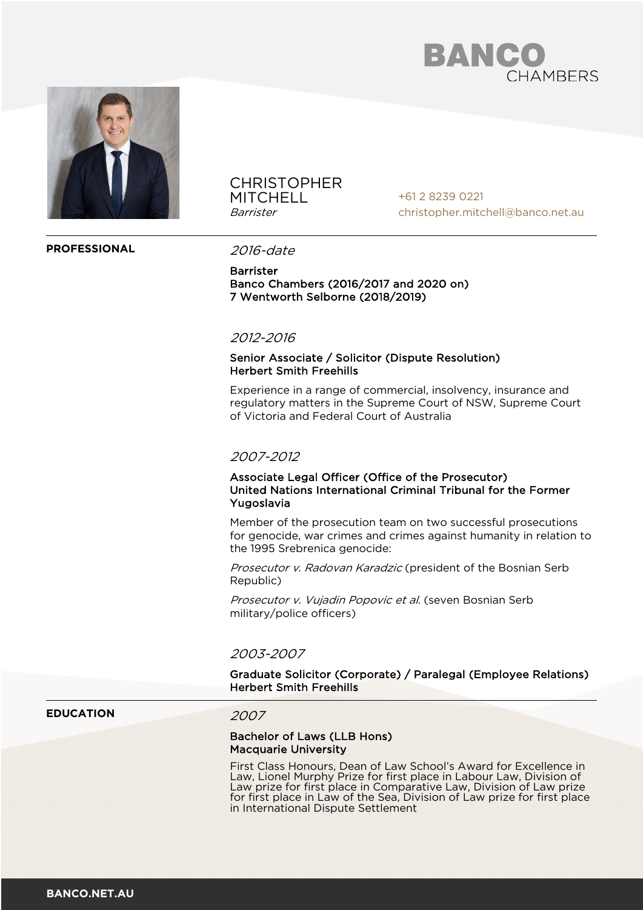BANCO CHAMBERS

# CHRISTOPHER MITCHELL

*Barrister*

+61 2 8239 0221
christopher.mitchell@banco.net.au

## PROFESSIONAL

*2016-date*

**Barrister**
**Banco Chambers (2016/2017 and 2020 on)**
**7 Wentworth Selborne (2018/2019)**

*2012-2016*

**Senior Associate / Solicitor (Dispute Resolution)**
**Herbert Smith Freehills**

Experience in a range of commercial, insolvency, insurance and regulatory matters in the Supreme Court of NSW, Supreme Court of Victoria and Federal Court of Australia

*2007-2012*

**Associate Legal Officer (Office of the Prosecutor)**
**United Nations International Criminal Tribunal for the Former Yugoslavia**

Member of the prosecution team on two successful prosecutions for genocide, war crimes and crimes against humanity in relation to the 1995 Srebrenica genocide:

*Prosecutor v. Radovan Karadzic* (president of the Bosnian Serb Republic)

*Prosecutor v. Vujadin Popovic et al.* (seven Bosnian Serb military/police officers)

*2003-2007*

**Graduate Solicitor (Corporate) / Paralegal (Employee Relations)**
**Herbert Smith Freehills**

## EDUCATION

*2007*

**Bachelor of Laws (LLB Hons)**
**Macquarie University**

First Class Honours, Dean of Law School's Award for Excellence in Law, Lionel Murphy Prize for first place in Labour Law, Division of Law prize for first place in Comparative Law, Division of Law prize for first place in Law of the Sea, Division of Law prize for first place in International Dispute Settlement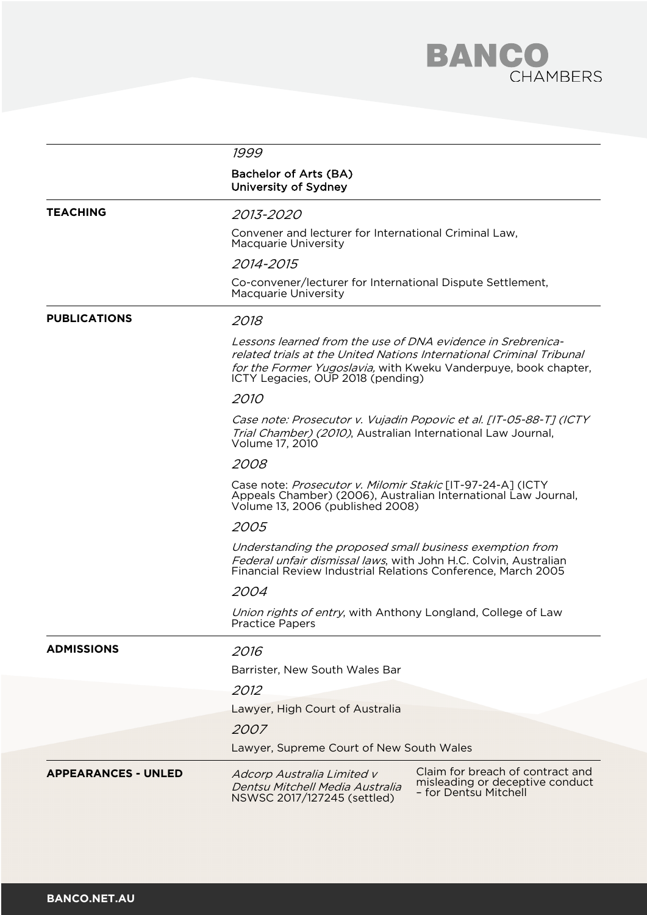*1999*

**Bachelor of Arts (BA)**
**University of Sydney**

## TEACHING

*2013-2020*

Convener and lecturer for International Criminal Law, Macquarie University

*2014-2015*

Co-convener/lecturer for International Dispute Settlement, Macquarie University

## PUBLICATIONS

*2018*

*Lessons learned from the use of DNA evidence in Srebrenica-related trials at the United Nations International Criminal Tribunal for the Former Yugoslavia,* with Kweku Vanderpuye, book chapter, ICTY Legacies, OUP 2018 (pending)

*2010*

*Case note: Prosecutor v. Vujadin Popovic et al. [IT-05-88-T] (ICTY Trial Chamber) (2010)*, Australian International Law Journal, Volume 17, 2010

*2008*

Case note: *Prosecutor v. Milomir Stakic* [IT-97-24-A] (ICTY Appeals Chamber) (2006), Australian International Law Journal, Volume 13, 2006 (published 2008)

*2005*

*Understanding the proposed small business exemption from Federal unfair dismissal laws*, with John H.C. Colvin, Australian Financial Review Industrial Relations Conference, March 2005

*2004*

*Union rights of entry*, with Anthony Longland, College of Law Practice Papers

## ADMISSIONS

*2016*

Barrister, New South Wales Bar

*2012*

Lawyer, High Court of Australia

*2007*

Lawyer, Supreme Court of New South Wales

## APPEARANCES - UNLED

| Case | Description |
| --- | --- |
| *Adcorp Australia Limited v Dentsu Mitchell Media Australia* NSWSC 2017/127245 (settled) | Claim for breach of contract and misleading or deceptive conduct – for Dentsu Mitchell |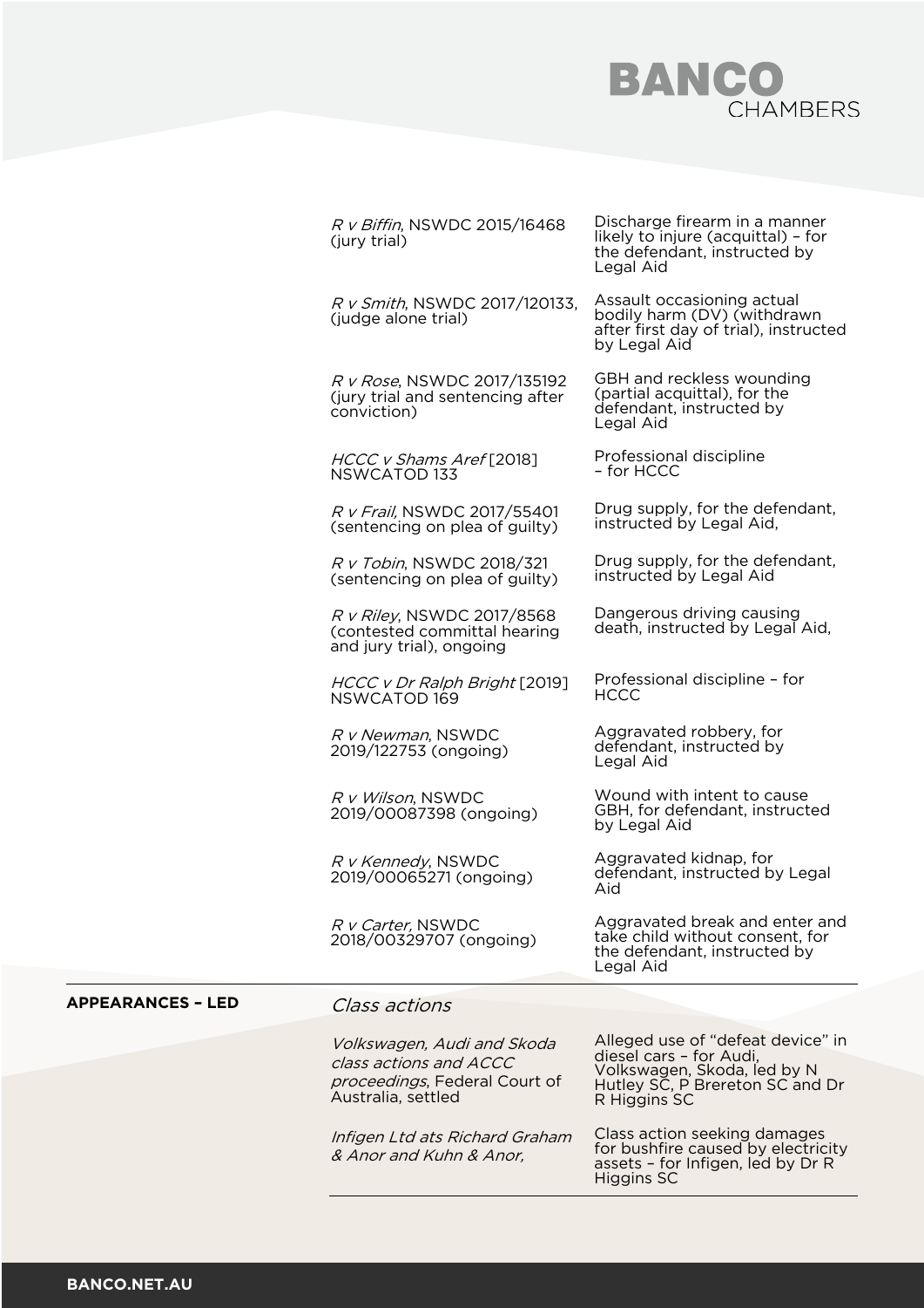| | |
|---|---|
| *R v Biffin*, NSWDC 2015/16468 (jury trial) | Discharge firearm in a manner likely to injure (acquittal) – for the defendant, instructed by Legal Aid |
| *R v Smith*, NSWDC 2017/120133, (judge alone trial) | Assault occasioning actual bodily harm (DV) (withdrawn after first day of trial), instructed by Legal Aid |
| *R v Rose*, NSWDC 2017/135192 (jury trial and sentencing after conviction) | GBH and reckless wounding (partial acquittal), for the defendant, instructed by Legal Aid |
| *HCCC v Shams Aref* [2018] NSWCATOD 133 | Professional discipline – for HCCC |
| *R v Frail*, NSWDC 2017/55401 (sentencing on plea of guilty) | Drug supply, for the defendant, instructed by Legal Aid, |
| *R v Tobin*, NSWDC 2018/321 (sentencing on plea of guilty) | Drug supply, for the defendant, instructed by Legal Aid |
| *R v Riley*, NSWDC 2017/8568 (contested committal hearing and jury trial), ongoing | Dangerous driving causing death, instructed by Legal Aid, |
| *HCCC v Dr Ralph Bright* [2019] NSWCATOD 169 | Professional discipline – for HCCC |
| *R v Newman*, NSWDC 2019/122753 (ongoing) | Aggravated robbery, for defendant, instructed by Legal Aid |
| *R v Wilson*, NSWDC 2019/00087398 (ongoing) | Wound with intent to cause GBH, for defendant, instructed by Legal Aid |
| *R v Kennedy*, NSWDC 2019/00065271 (ongoing) | Aggravated kidnap, for defendant, instructed by Legal Aid |
| *R v Carter*, NSWDC 2018/00329707 (ongoing) | Aggravated break and enter and take child without consent, for the defendant, instructed by Legal Aid |

**APPEARANCES – LED**

*Class actions*

| | |
|---|---|
| *Volkswagen, Audi and Skoda class actions and ACCC proceedings*, Federal Court of Australia, settled | Alleged use of "defeat device" in diesel cars – for Audi, Volkswagen, Skoda, led by N Hutley SC, P Brereton SC and Dr R Higgins SC |
| *Infigen Ltd ats Richard Graham & Anor and Kuhn & Anor,* | Class action seeking damages for bushfire caused by electricity assets – for Infigen, led by Dr R Higgins SC |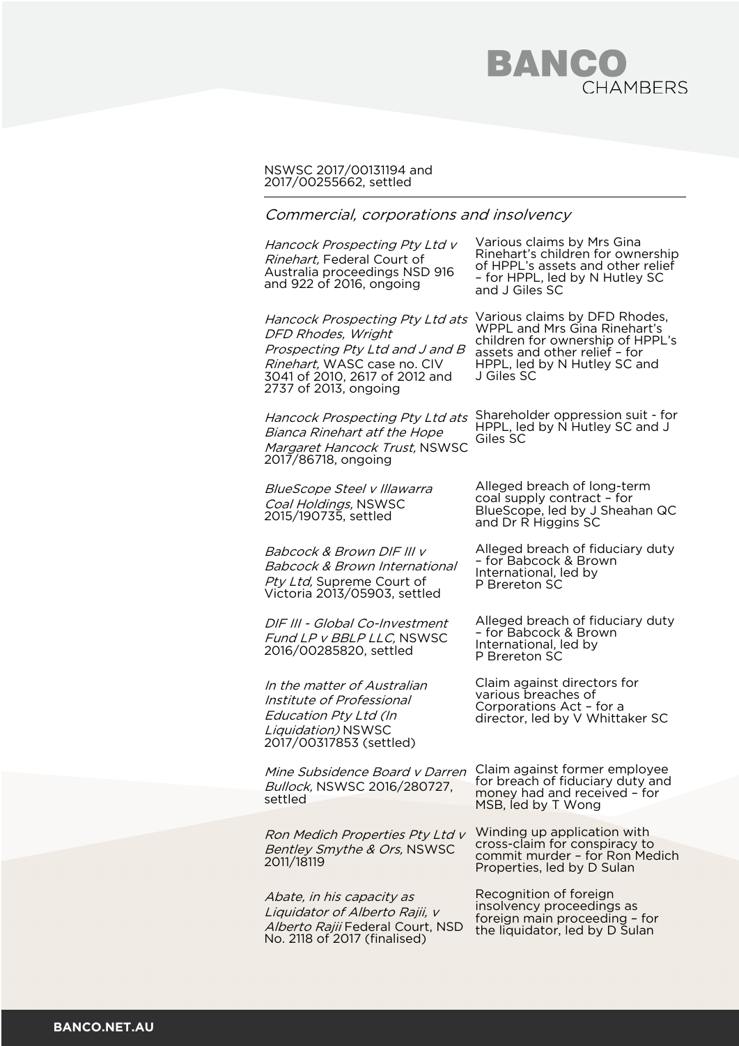NSWSC 2017/00131194 and 2017/00255662, settled

## *Commercial, corporations and insolvency*

| | |
|---|---|
| *Hancock Prospecting Pty Ltd v Rinehart,* Federal Court of Australia proceedings NSD 916 and 922 of 2016, ongoing | Various claims by Mrs Gina Rinehart's children for ownership of HPPL's assets and other relief – for HPPL, led by N Hutley SC and J Giles SC |
| *Hancock Prospecting Pty Ltd ats DFD Rhodes, Wright Prospecting Pty Ltd and J and B Rinehart,* WASC case no. CIV 3041 of 2010, 2617 of 2012 and 2737 of 2013, ongoing | Various claims by DFD Rhodes, WPPL and Mrs Gina Rinehart's children for ownership of HPPL's assets and other relief – for HPPL, led by N Hutley SC and J Giles SC |
| *Hancock Prospecting Pty Ltd ats Bianca Rinehart atf the Hope Margaret Hancock Trust,* NSWSC 2017/86718, ongoing | Shareholder oppression suit - for HPPL, led by N Hutley SC and J Giles SC |
| *BlueScope Steel v Illawarra Coal Holdings,* NSWSC 2015/190735, settled | Alleged breach of long-term coal supply contract – for BlueScope, led by J Sheahan QC and Dr R Higgins SC |
| *Babcock & Brown DIF III v Babcock & Brown International Pty Ltd,* Supreme Court of Victoria 2013/05903, settled | Alleged breach of fiduciary duty – for Babcock & Brown International, led by P Brereton SC |
| *DIF III - Global Co-Investment Fund LP v BBLP LLC,* NSWSC 2016/00285820, settled | Alleged breach of fiduciary duty – for Babcock & Brown International, led by P Brereton SC |
| *In the matter of Australian Institute of Professional Education Pty Ltd (In Liquidation)* NSWSC 2017/00317853 (settled) | Claim against directors for various breaches of Corporations Act – for a director, led by V Whittaker SC |
| *Mine Subsidence Board v Darren Bullock,* NSWSC 2016/280727, settled | Claim against former employee for breach of fiduciary duty and money had and received – for MSB, led by T Wong |
| *Ron Medich Properties Pty Ltd v Bentley Smythe & Ors,* NSWSC 2011/18119 | Winding up application with cross-claim for conspiracy to commit murder – for Ron Medich Properties, led by D Sulan |
| *Abate, in his capacity as Liquidator of Alberto Rajii, v Alberto Rajii* Federal Court, NSD No. 2118 of 2017 (finalised) | Recognition of foreign insolvency proceedings as foreign main proceeding – for the liquidator, led by D Sulan |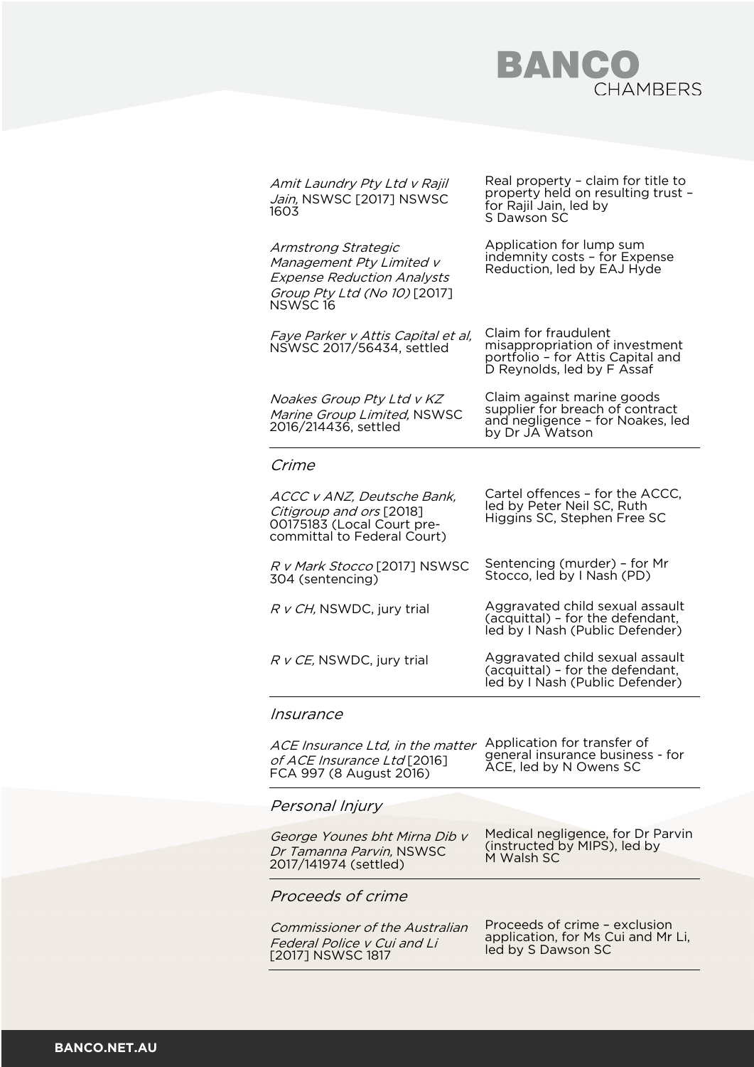| | |
|---|---|
| *Amit Laundry Pty Ltd v Rajil Jain,* NSWSC [2017] NSWSC 1603 | Real property – claim for title to property held on resulting trust – for Rajil Jain, led by S Dawson SC |
| *Armstrong Strategic Management Pty Limited v Expense Reduction Analysts Group Pty Ltd (No 10)* [2017] NSWSC 16 | Application for lump sum indemnity costs – for Expense Reduction, led by EAJ Hyde |
| *Faye Parker v Attis Capital et al,* NSWSC 2017/56434, settled | Claim for fraudulent misappropriation of investment portfolio – for Attis Capital and D Reynolds, led by F Assaf |
| *Noakes Group Pty Ltd v KZ Marine Group Limited,* NSWSC 2016/214436, settled | Claim against marine goods supplier for breach of contract and negligence – for Noakes, led by Dr JA Watson |

## *Crime*

| | |
|---|---|
| *ACCC v ANZ, Deutsche Bank, Citigroup and ors* [2018] 00175183 (Local Court pre-committal to Federal Court) | Cartel offences – for the ACCC, led by Peter Neil SC, Ruth Higgins SC, Stephen Free SC |
| *R v Mark Stocco* [2017] NSWSC 304 (sentencing) | Sentencing (murder) – for Mr Stocco, led by I Nash (PD) |
| *R v CH,* NSWDC, jury trial | Aggravated child sexual assault (acquittal) – for the defendant, led by I Nash (Public Defender) |
| *R v CE,* NSWDC, jury trial | Aggravated child sexual assault (acquittal) – for the defendant, led by I Nash (Public Defender) |

## *Insurance*

| | |
|---|---|
| *ACE Insurance Ltd, in the matter of ACE Insurance Ltd* [2016] FCA 997 (8 August 2016) | Application for transfer of general insurance business - for ACE, led by N Owens SC |

## *Personal Injury*

| | |
|---|---|
| *George Younes bht Mirna Dib v Dr Tamanna Parvin,* NSWSC 2017/141974 (settled) | Medical negligence, for Dr Parvin (instructed by MIPS), led by M Walsh SC |

## *Proceeds of crime*

| | |
|---|---|
| *Commissioner of the Australian Federal Police v Cui and Li* [2017] NSWSC 1817 | Proceeds of crime – exclusion application, for Ms Cui and Mr Li, led by S Dawson SC |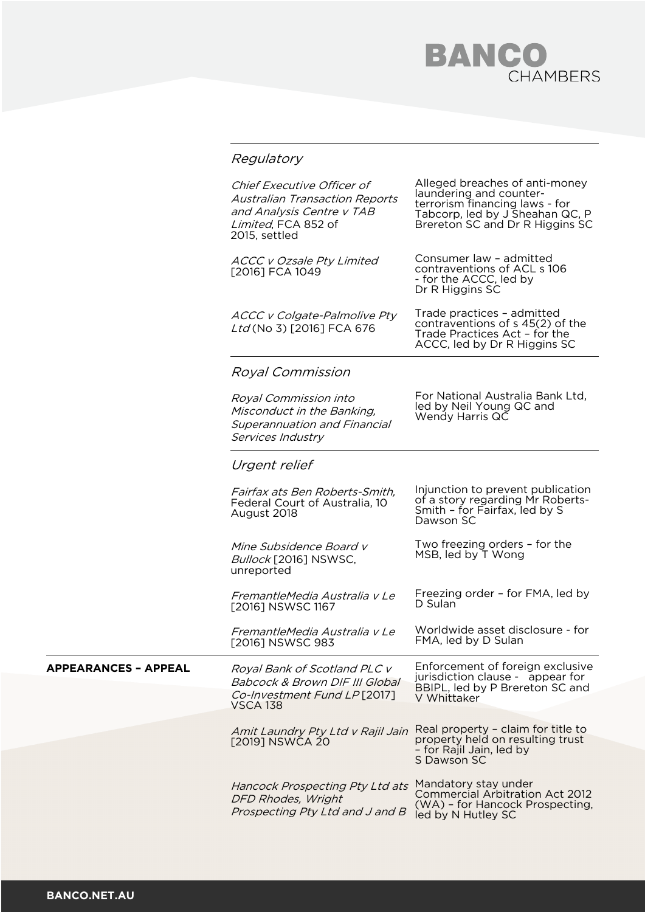### *Regulatory*

| | |
|---|---|
| *Chief Executive Officer of Australian Transaction Reports and Analysis Centre v TAB Limited*, FCA 852 of 2015, settled | Alleged breaches of anti-money laundering and counter-terrorism financing laws - for Tabcorp, led by J Sheahan QC, P Brereton SC and Dr R Higgins SC |
| *ACCC v Ozsale Pty Limited* [2016] FCA 1049 | Consumer law – admitted contraventions of ACL s 106 - for the ACCC, led by Dr R Higgins SC |
| *ACCC v Colgate-Palmolive Pty Ltd* (No 3) [2016] FCA 676 | Trade practices – admitted contraventions of s 45(2) of the Trade Practices Act – for the ACCC, led by Dr R Higgins SC |

### *Royal Commission*

| | |
|---|---|
| *Royal Commission into Misconduct in the Banking, Superannuation and Financial Services Industry* | For National Australia Bank Ltd, led by Neil Young QC and Wendy Harris QC |

### *Urgent relief*

| | |
|---|---|
| *Fairfax ats Ben Roberts-Smith*, Federal Court of Australia, 10 August 2018 | Injunction to prevent publication of a story regarding Mr Roberts-Smith – for Fairfax, led by S Dawson SC |
| *Mine Subsidence Board v Bullock* [2016] NSWSC, unreported | Two freezing orders – for the MSB, led by T Wong |
| *FremantleMedia Australia v Le* [2016] NSWSC 1167 | Freezing order – for FMA, led by D Sulan |
| *FremantleMedia Australia v Le* [2016] NSWSC 983 | Worldwide asset disclosure - for FMA, led by D Sulan |

## APPEARANCES – APPEAL

| | |
|---|---|
| *Royal Bank of Scotland PLC v Babcock & Brown DIF III Global Co-Investment Fund LP* [2017] VSCA 138 | Enforcement of foreign exclusive jurisdiction clause - appear for BBIPL, led by P Brereton SC and V Whittaker |
| *Amit Laundry Pty Ltd v Rajil Jain* [2019] NSWCA 20 | Real property – claim for title to property held on resulting trust – for Rajil Jain, led by S Dawson SC |
| *Hancock Prospecting Pty Ltd ats DFD Rhodes, Wright Prospecting Pty Ltd and J and B* | Mandatory stay under Commercial Arbitration Act 2012 (WA) – for Hancock Prospecting, led by N Hutley SC |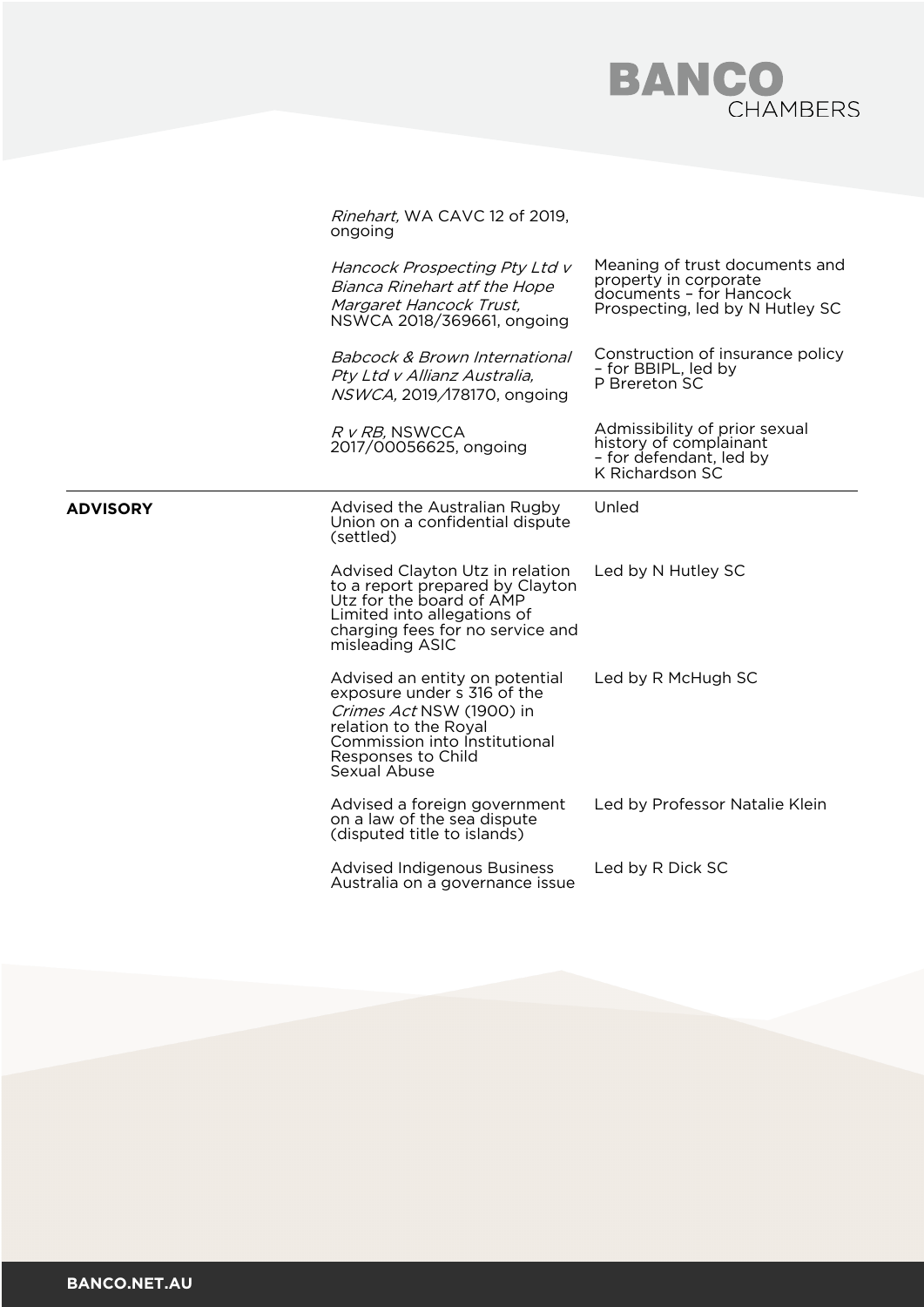| | | |
|---|---|---|
| | *Rinehart,* WA CAVC 12 of 2019, ongoing | |
| | *Hancock Prospecting Pty Ltd v Bianca Rinehart atf the Hope Margaret Hancock Trust,* NSWCA 2018/369661, ongoing | Meaning of trust documents and property in corporate documents – for Hancock Prospecting, led by N Hutley SC |
| | *Babcock & Brown International Pty Ltd v Allianz Australia, NSWCA,* 2019/178170, ongoing | Construction of insurance policy – for BBIPL, led by P Brereton SC |
| | *R v RB,* NSWCCA 2017/00056625, ongoing | Admissibility of prior sexual history of complainant – for defendant, led by K Richardson SC |
| **ADVISORY** | Advised the Australian Rugby Union on a confidential dispute (settled) | Unled |
| | Advised Clayton Utz in relation to a report prepared by Clayton Utz for the board of AMP Limited into allegations of charging fees for no service and misleading ASIC | Led by N Hutley SC |
| | Advised an entity on potential exposure under s 316 of the *Crimes Act* NSW (1900) in relation to the Royal Commission into Institutional Responses to Child Sexual Abuse | Led by R McHugh SC |
| | Advised a foreign government on a law of the sea dispute (disputed title to islands) | Led by Professor Natalie Klein |
| | Advised Indigenous Business Australia on a governance issue | Led by R Dick SC |